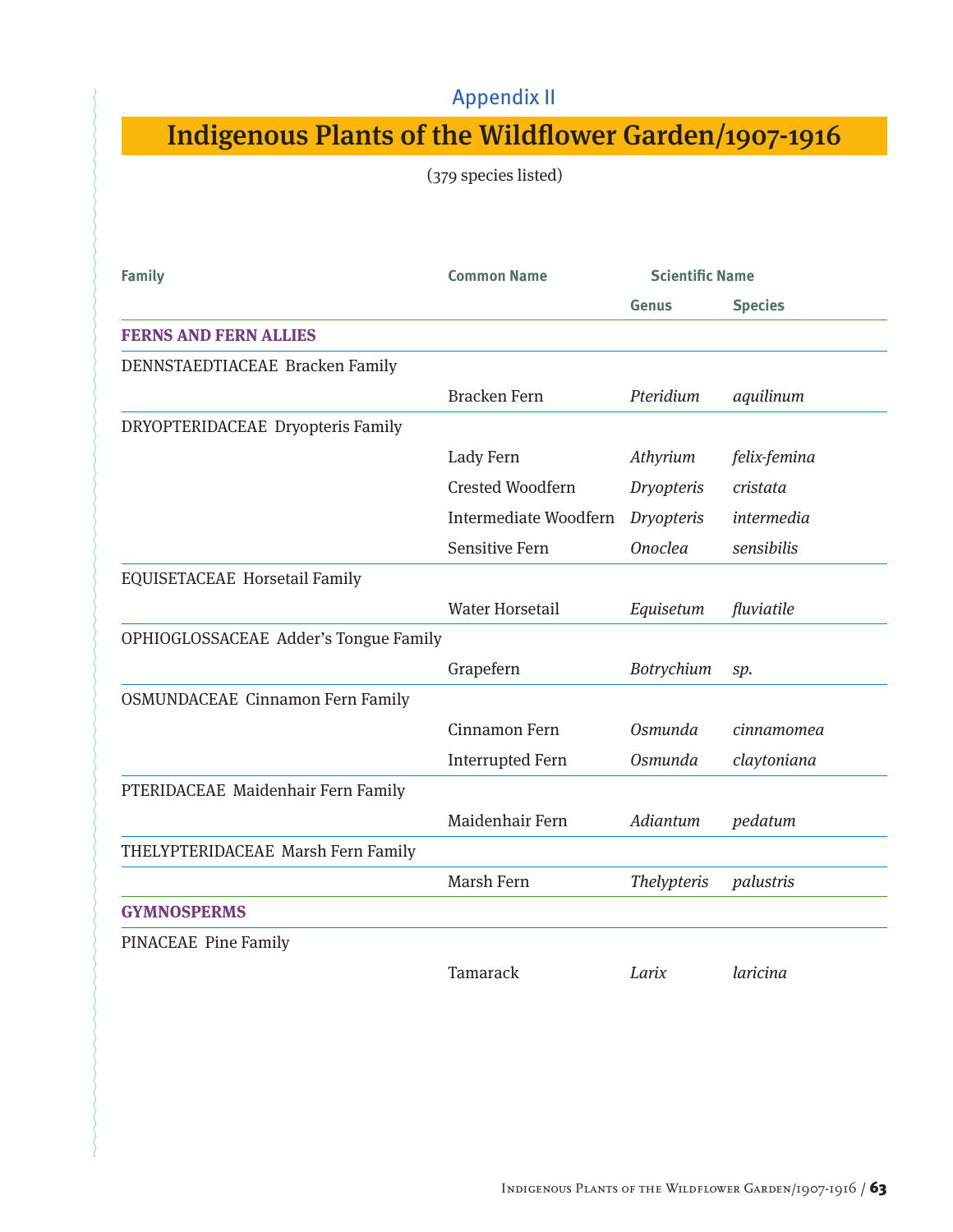Appendix II

# Indigenous Plants of the Wildflower Garden/1907-1916

(379 species listed)

| Family | Common Name | Scientific Name | |
|---|---|---|---|
| | | Genus | Species |
| **FERNS AND FERN ALLIES** | | | |
| DENNSTAEDTIACEAE Bracken Family | | | |
| | Bracken Fern | *Pteridium* | *aquilinum* |
| DRYOPTERIDACEAE Dryopteris Family | | | |
| | Lady Fern | *Athyrium* | *felix-femina* |
| | Crested Woodfern | *Dryopteris* | *cristata* |
| | Intermediate Woodfern | *Dryopteris* | *intermedia* |
| | Sensitive Fern | *Onoclea* | *sensibilis* |
| EQUISETACEAE Horsetail Family | | | |
| | Water Horsetail | *Equisetum* | *fluviatile* |
| OPHIOGLOSSACEAE Adder's Tongue Family | | | |
| | Grapefern | *Botrychium* | *sp.* |
| OSMUNDACEAE Cinnamon Fern Family | | | |
| | Cinnamon Fern | *Osmunda* | *cinnamomea* |
| | Interrupted Fern | *Osmunda* | *claytoniana* |
| PTERIDACEAE Maidenhair Fern Family | | | |
| | Maidenhair Fern | *Adiantum* | *pedatum* |
| THELYPTERIDACEAE Marsh Fern Family | | | |
| | Marsh Fern | *Thelypteris* | *palustris* |
| **GYMNOSPERMS** | | | |
| PINACEAE Pine Family | | | |
| | Tamarack | *Larix* | *laricina* |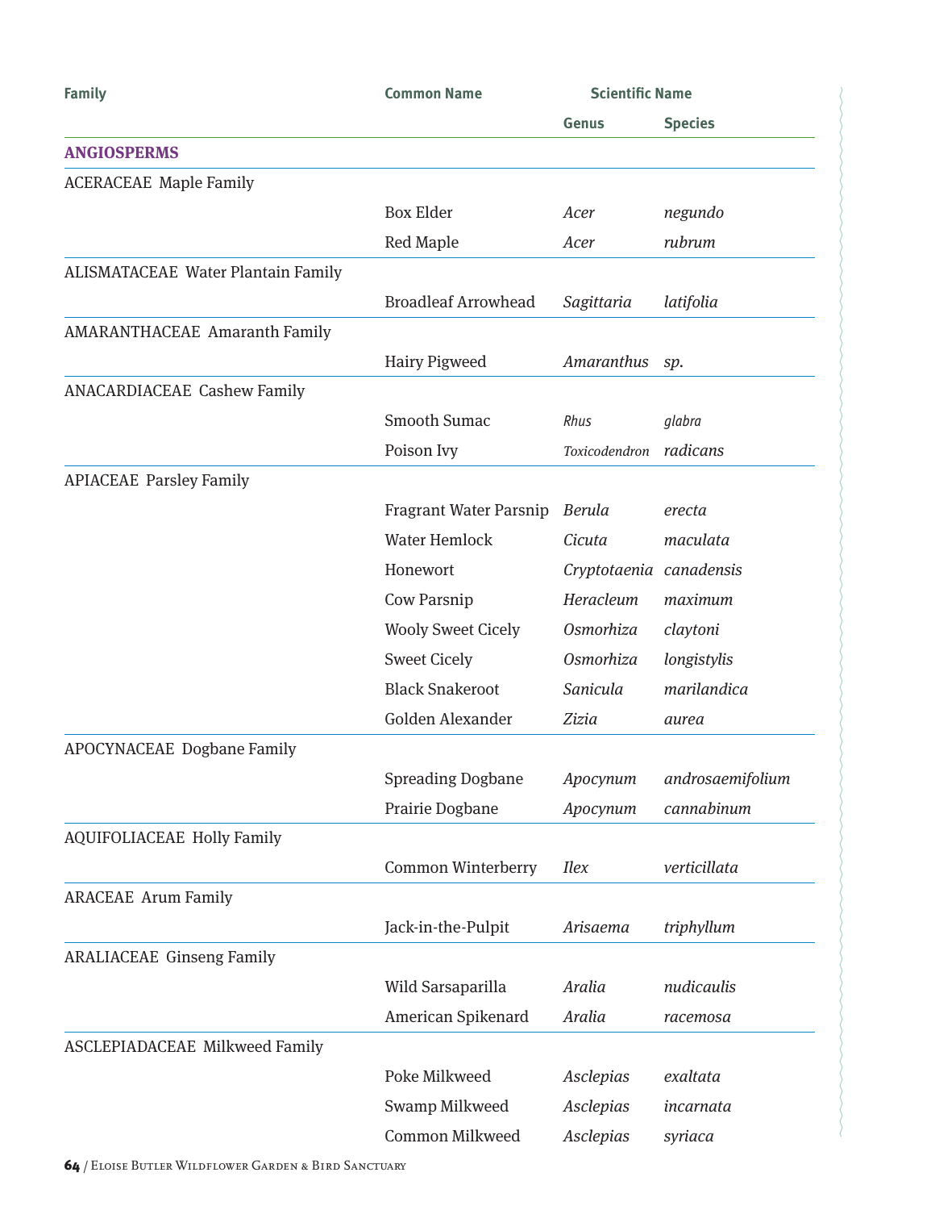| Family | Common Name | Scientific Name | |
|---|---|---|---|
| | | Genus | Species |
| **ANGIOSPERMS** | | | |
| ACERACEAE  Maple Family | | | |
| | Box Elder | *Acer* | *negundo* |
| | Red Maple | *Acer* | *rubrum* |
| ALISMATACEAE  Water Plantain Family | | | |
| | Broadleaf Arrowhead | *Sagittaria* | *latifolia* |
| AMARANTHACEAE  Amaranth Family | | | |
| | Hairy Pigweed | *Amaranthus* | *sp.* |
| ANACARDIACEAE  Cashew Family | | | |
| | Smooth Sumac | *Rhus* | *glabra* |
| | Poison Ivy | *Toxicodendron* | *radicans* |
| APIACEAE  Parsley Family | | | |
| | Fragrant Water Parsnip | *Berula* | *erecta* |
| | Water Hemlock | *Cicuta* | *maculata* |
| | Honewort | *Cryptotaenia* | *canadensis* |
| | Cow Parsnip | *Heracleum* | *maximum* |
| | Wooly Sweet Cicely | *Osmorhiza* | *claytoni* |
| | Sweet Cicely | *Osmorhiza* | *longistylis* |
| | Black Snakeroot | *Sanicula* | *marilandica* |
| | Golden Alexander | *Zizia* | *aurea* |
| APOCYNACEAE  Dogbane Family | | | |
| | Spreading Dogbane | *Apocynum* | *androsaemifolium* |
| | Prairie Dogbane | *Apocynum* | *cannabinum* |
| AQUIFOLIACEAE  Holly Family | | | |
| | Common Winterberry | *Ilex* | *verticillata* |
| ARACEAE  Arum Family | | | |
| | Jack-in-the-Pulpit | *Arisaema* | *triphyllum* |
| ARALIACEAE  Ginseng Family | | | |
| | Wild Sarsaparilla | *Aralia* | *nudicaulis* |
| | American Spikenard | *Aralia* | *racemosa* |
| ASCLEPIADACEAE  Milkweed Family | | | |
| | Poke Milkweed | *Asclepias* | *exaltata* |
| | Swamp Milkweed | *Asclepias* | *incarnata* |
| | Common Milkweed | *Asclepias* | *syriaca* |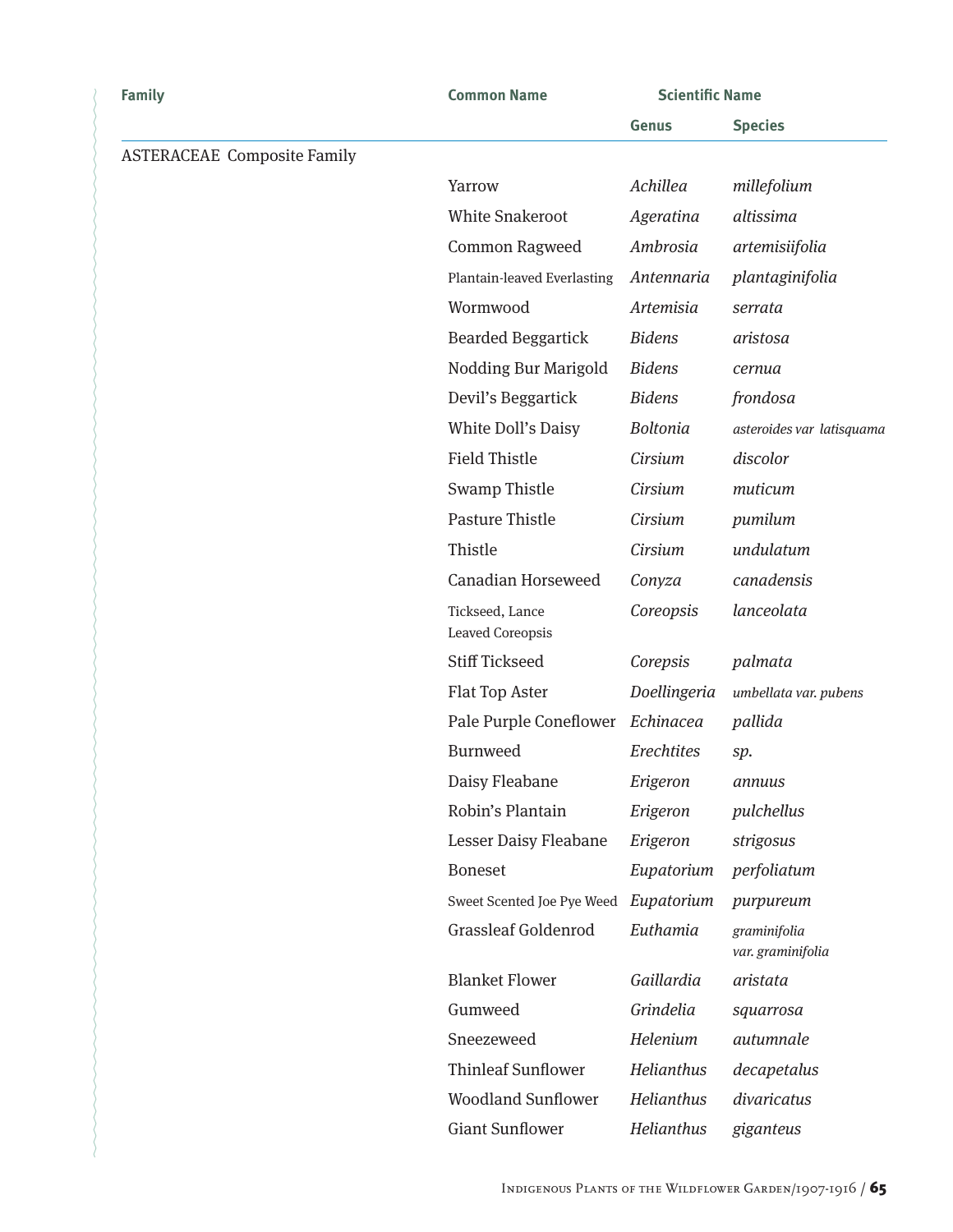| Family | Common Name | Scientific Name | |
|---|---|---|---|
| | | Genus | Species |
| ASTERACEAE Composite Family | | | |
| | Yarrow | *Achillea* | *millefolium* |
| | White Snakeroot | *Ageratina* | *altissima* |
| | Common Ragweed | *Ambrosia* | *artemisiifolia* |
| | Plantain-leaved Everlasting | *Antennaria* | *plantaginifolia* |
| | Wormwood | *Artemisia* | *serrata* |
| | Bearded Beggartick | *Bidens* | *aristosa* |
| | Nodding Bur Marigold | *Bidens* | *cernua* |
| | Devil's Beggartick | *Bidens* | *frondosa* |
| | White Doll's Daisy | *Boltonia* | *asteroides var latisquama* |
| | Field Thistle | *Cirsium* | *discolor* |
| | Swamp Thistle | *Cirsium* | *muticum* |
| | Pasture Thistle | *Cirsium* | *pumilum* |
| | Thistle | *Cirsium* | *undulatum* |
| | Canadian Horseweed | *Conyza* | *canadensis* |
| | Tickseed, Lance Leaved Coreopsis | *Coreopsis* | *lanceolata* |
| | Stiff Tickseed | *Corepsis* | *palmata* |
| | Flat Top Aster | *Doellingeria* | *umbellata var. pubens* |
| | Pale Purple Coneflower | *Echinacea* | *pallida* |
| | Burnweed | *Erechtites* | *sp.* |
| | Daisy Fleabane | *Erigeron* | *annuus* |
| | Robin's Plantain | *Erigeron* | *pulchellus* |
| | Lesser Daisy Fleabane | *Erigeron* | *strigosus* |
| | Boneset | *Eupatorium* | *perfoliatum* |
| | Sweet Scented Joe Pye Weed | *Eupatorium* | *purpureum* |
| | Grassleaf Goldenrod | *Euthamia* | *graminifolia var. graminifolia* |
| | Blanket Flower | *Gaillardia* | *aristata* |
| | Gumweed | *Grindelia* | *squarrosa* |
| | Sneezeweed | *Helenium* | *autumnale* |
| | Thinleaf Sunflower | *Helianthus* | *decapetalus* |
| | Woodland Sunflower | *Helianthus* | *divaricatus* |
| | Giant Sunflower | *Helianthus* | *giganteus* |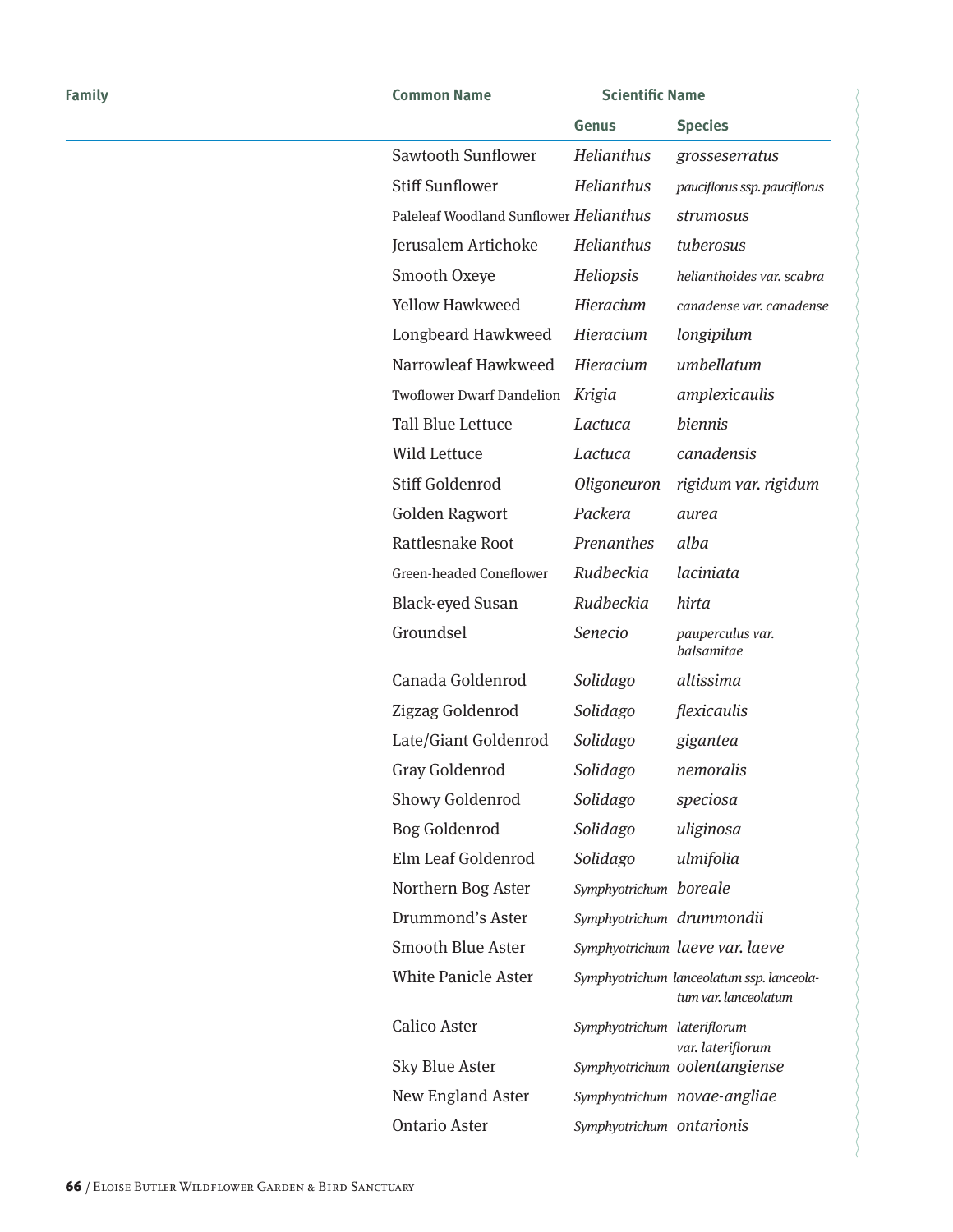| Family | Common Name | Scientific Name | |
|---|---|---|---|
| | | Genus | Species |
| | Sawtooth Sunflower | *Helianthus* | *grosseserratus* |
| | Stiff Sunflower | *Helianthus* | *pauciflorus ssp. pauciflorus* |
| | Paleleaf Woodland Sunflower | *Helianthus* | *strumosus* |
| | Jerusalem Artichoke | *Helianthus* | *tuberosus* |
| | Smooth Oxeye | *Heliopsis* | *helianthoides var. scabra* |
| | Yellow Hawkweed | *Hieracium* | *canadense var. canadense* |
| | Longbeard Hawkweed | *Hieracium* | *longipilum* |
| | Narrowleaf Hawkweed | *Hieracium* | *umbellatum* |
| | Twoflower Dwarf Dandelion | *Krigia* | *amplexicaulis* |
| | Tall Blue Lettuce | *Lactuca* | *biennis* |
| | Wild Lettuce | *Lactuca* | *canadensis* |
| | Stiff Goldenrod | *Oligoneuron* | *rigidum var. rigidum* |
| | Golden Ragwort | *Packera* | *aurea* |
| | Rattlesnake Root | *Prenanthes* | *alba* |
| | Green-headed Coneflower | *Rudbeckia* | *laciniata* |
| | Black-eyed Susan | *Rudbeckia* | *hirta* |
| | Groundsel | *Senecio* | *pauperculus var. balsamitae* |
| | Canada Goldenrod | *Solidago* | *altissima* |
| | Zigzag Goldenrod | *Solidago* | *flexicaulis* |
| | Late/Giant Goldenrod | *Solidago* | *gigantea* |
| | Gray Goldenrod | *Solidago* | *nemoralis* |
| | Showy Goldenrod | *Solidago* | *speciosa* |
| | Bog Goldenrod | *Solidago* | *uliginosa* |
| | Elm Leaf Goldenrod | *Solidago* | *ulmifolia* |
| | Northern Bog Aster | *Symphyotrichum* | *boreale* |
| | Drummond's Aster | *Symphyotrichum* | *drummondii* |
| | Smooth Blue Aster | *Symphyotrichum* | *laeve var. laeve* |
| | White Panicle Aster | *Symphyotrichum* | *lanceolatum ssp. lanceolatum var. lanceolatum* |
| | Calico Aster | *Symphyotrichum* | *lateriflorum var. lateriflorum* |
| | Sky Blue Aster | *Symphyotrichum* | *oolentangiense* |
| | New England Aster | *Symphyotrichum* | *novae-angliae* |
| | Ontario Aster | *Symphyotrichum* | *ontarionis* |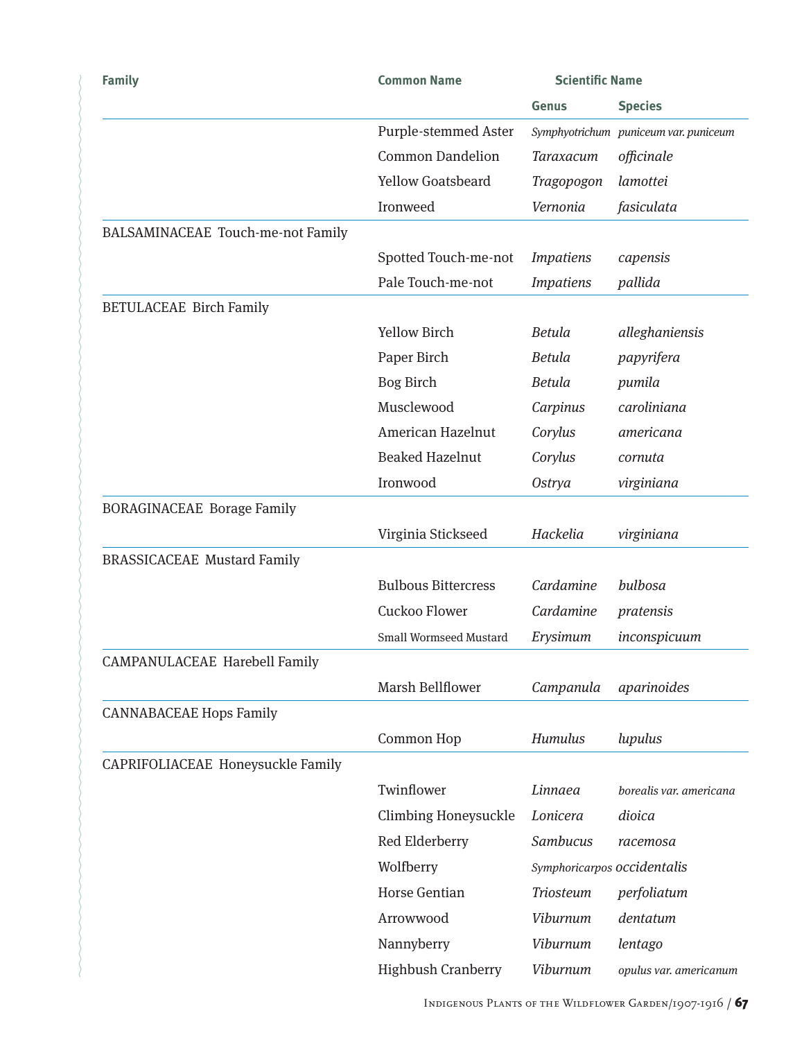| Family | Common Name | Scientific Name | |
|---|---|---|---|
| | | Genus | Species |
| | Purple-stemmed Aster | *Symphyotrichum* | *puniceum var. puniceum* |
| | Common Dandelion | *Taraxacum* | *officinale* |
| | Yellow Goatsbeard | *Tragopogon* | *lamottei* |
| | Ironweed | *Vernonia* | *fasiculata* |
| BALSAMINACEAE Touch-me-not Family | | | |
| | Spotted Touch-me-not | *Impatiens* | *capensis* |
| | Pale Touch-me-not | *Impatiens* | *pallida* |
| BETULACEAE Birch Family | | | |
| | Yellow Birch | *Betula* | *alleghaniensis* |
| | Paper Birch | *Betula* | *papyrifera* |
| | Bog Birch | *Betula* | *pumila* |
| | Musclewood | *Carpinus* | *caroliniana* |
| | American Hazelnut | *Corylus* | *americana* |
| | Beaked Hazelnut | *Corylus* | *cornuta* |
| | Ironwood | *Ostrya* | *virginiana* |
| BORAGINACEAE Borage Family | | | |
| | Virginia Stickseed | *Hackelia* | *virginiana* |
| BRASSICACEAE Mustard Family | | | |
| | Bulbous Bittercress | *Cardamine* | *bulbosa* |
| | Cuckoo Flower | *Cardamine* | *pratensis* |
| | Small Wormseed Mustard | *Erysimum* | *inconspicuum* |
| CAMPANULACEAE Harebell Family | | | |
| | Marsh Bellflower | *Campanula* | *aparinoides* |
| CANNABACEAE Hops Family | | | |
| | Common Hop | *Humulus* | *lupulus* |
| CAPRIFOLIACEAE Honeysuckle Family | | | |
| | Twinflower | *Linnaea* | *borealis var. americana* |
| | Climbing Honeysuckle | *Lonicera* | *dioica* |
| | Red Elderberry | *Sambucus* | *racemosa* |
| | Wolfberry | *Symphoricarpos* | *occidentalis* |
| | Horse Gentian | *Triosteum* | *perfoliatum* |
| | Arrowwood | *Viburnum* | *dentatum* |
| | Nannyberry | *Viburnum* | *lentago* |
| | Highbush Cranberry | *Viburnum* | *opulus var. americanum* |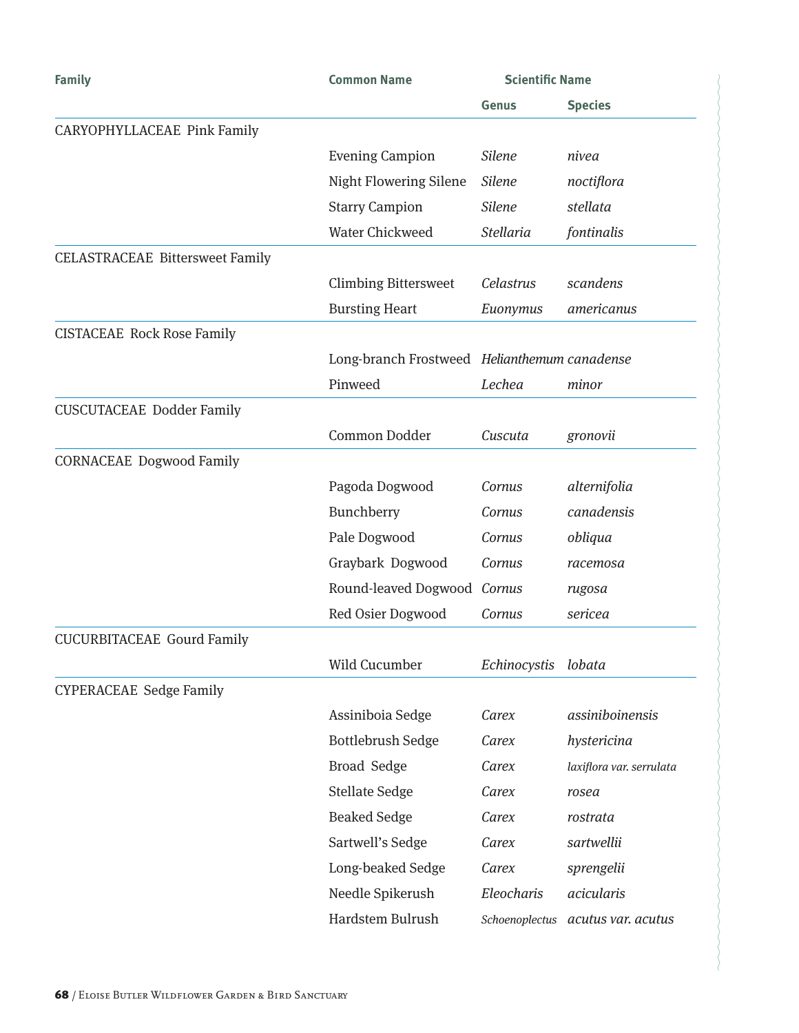| Family | Common Name | Scientific Name | |
|---|---|---|---|
| | | Genus | Species |
| CARYOPHYLLACEAE Pink Family | | | |
| | Evening Campion | *Silene* | *nivea* |
| | Night Flowering Silene | *Silene* | *noctiflora* |
| | Starry Campion | *Silene* | *stellata* |
| | Water Chickweed | *Stellaria* | *fontinalis* |
| CELASTRACEAE Bittersweet Family | | | |
| | Climbing Bittersweet | *Celastrus* | *scandens* |
| | Bursting Heart | *Euonymus* | *americanus* |
| CISTACEAE Rock Rose Family | | | |
| | Long-branch Frostweed | *Helianthemum* | *canadense* |
| | Pinweed | *Lechea* | *minor* |
| CUSCUTACEAE Dodder Family | | | |
| | Common Dodder | *Cuscuta* | *gronovii* |
| CORNACEAE Dogwood Family | | | |
| | Pagoda Dogwood | *Cornus* | *alternifolia* |
| | Bunchberry | *Cornus* | *canadensis* |
| | Pale Dogwood | *Cornus* | *obliqua* |
| | Graybark Dogwood | *Cornus* | *racemosa* |
| | Round-leaved Dogwood | *Cornus* | *rugosa* |
| | Red Osier Dogwood | *Cornus* | *sericea* |
| CUCURBITACEAE Gourd Family | | | |
| | Wild Cucumber | *Echinocystis* | *lobata* |
| CYPERACEAE Sedge Family | | | |
| | Assiniboia Sedge | *Carex* | *assiniboinensis* |
| | Bottlebrush Sedge | *Carex* | *hystericina* |
| | Broad Sedge | *Carex* | *laxiflora var. serrulata* |
| | Stellate Sedge | *Carex* | *rosea* |
| | Beaked Sedge | *Carex* | *rostrata* |
| | Sartwell's Sedge | *Carex* | *sartwellii* |
| | Long-beaked Sedge | *Carex* | *sprengelii* |
| | Needle Spikerush | *Eleocharis* | *acicularis* |
| | Hardstem Bulrush | *Schoenoplectus* | *acutus var. acutus* |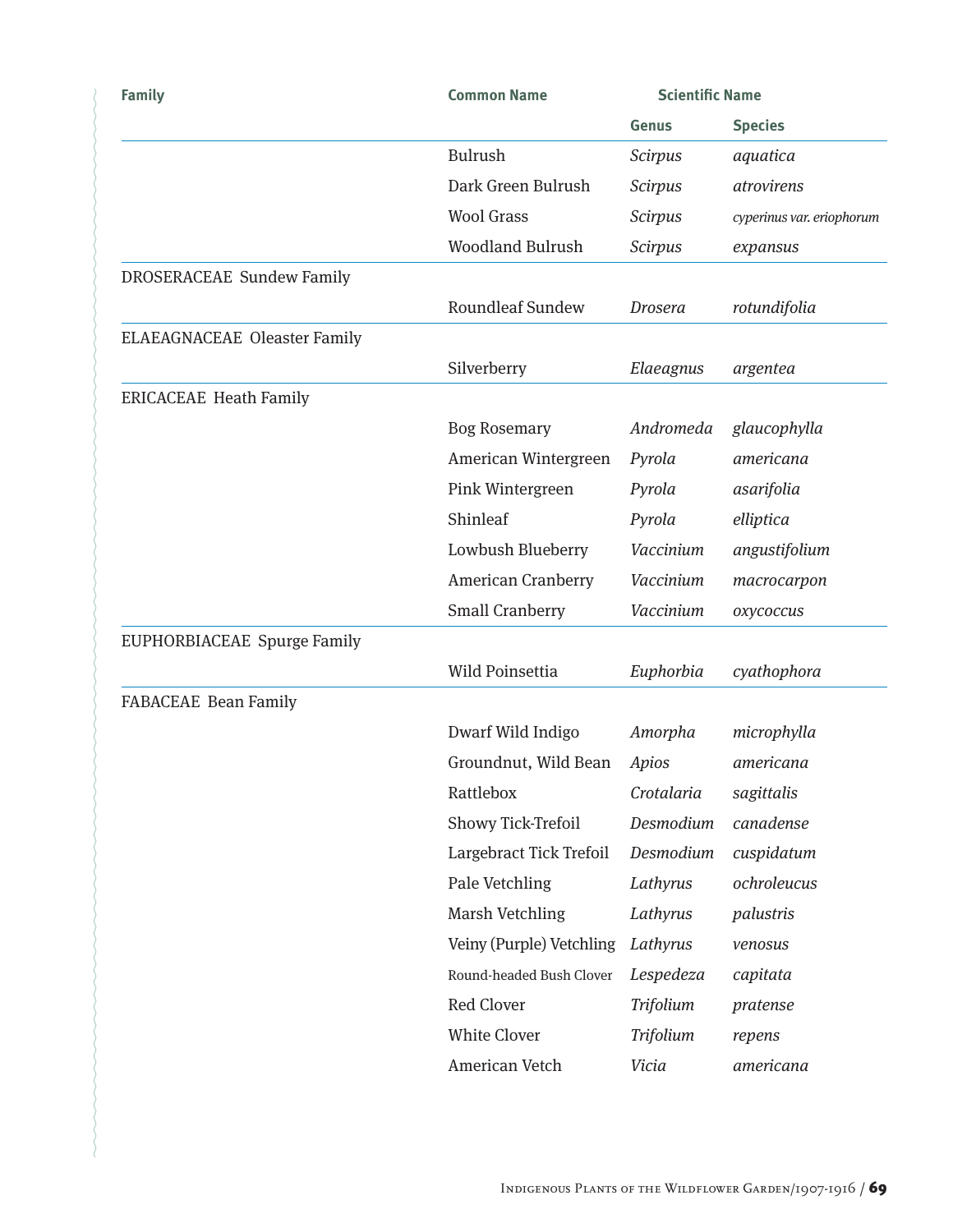| Family | Common Name | Scientific Name | |
|---|---|---|---|
| | | Genus | Species |
| | Bulrush | *Scirpus* | *aquatica* |
| | Dark Green Bulrush | *Scirpus* | *atrovirens* |
| | Wool Grass | *Scirpus* | *cyperinus var. eriophorum* |
| | Woodland Bulrush | *Scirpus* | *expansus* |
| DROSERACEAE Sundew Family | | | |
| | Roundleaf Sundew | *Drosera* | *rotundifolia* |
| ELAEAGNACEAE Oleaster Family | | | |
| | Silverberry | *Elaeagnus* | *argentea* |
| ERICACEAE Heath Family | | | |
| | Bog Rosemary | *Andromeda* | *glaucophylla* |
| | American Wintergreen | *Pyrola* | *americana* |
| | Pink Wintergreen | *Pyrola* | *asarifolia* |
| | Shinleaf | *Pyrola* | *elliptica* |
| | Lowbush Blueberry | *Vaccinium* | *angustifolium* |
| | American Cranberry | *Vaccinium* | *macrocarpon* |
| | Small Cranberry | *Vaccinium* | *oxycoccus* |
| EUPHORBIACEAE Spurge Family | | | |
| | Wild Poinsettia | *Euphorbia* | *cyathophora* |
| FABACEAE Bean Family | | | |
| | Dwarf Wild Indigo | *Amorpha* | *microphylla* |
| | Groundnut, Wild Bean | *Apios* | *americana* |
| | Rattlebox | *Crotalaria* | *sagittalis* |
| | Showy Tick-Trefoil | *Desmodium* | *canadense* |
| | Largebract Tick Trefoil | *Desmodium* | *cuspidatum* |
| | Pale Vetchling | *Lathyrus* | *ochroleucus* |
| | Marsh Vetchling | *Lathyrus* | *palustris* |
| | Veiny (Purple) Vetchling | *Lathyrus* | *venosus* |
| | Round-headed Bush Clover | *Lespedeza* | *capitata* |
| | Red Clover | *Trifolium* | *pratense* |
| | White Clover | *Trifolium* | *repens* |
| | American Vetch | *Vicia* | *americana* |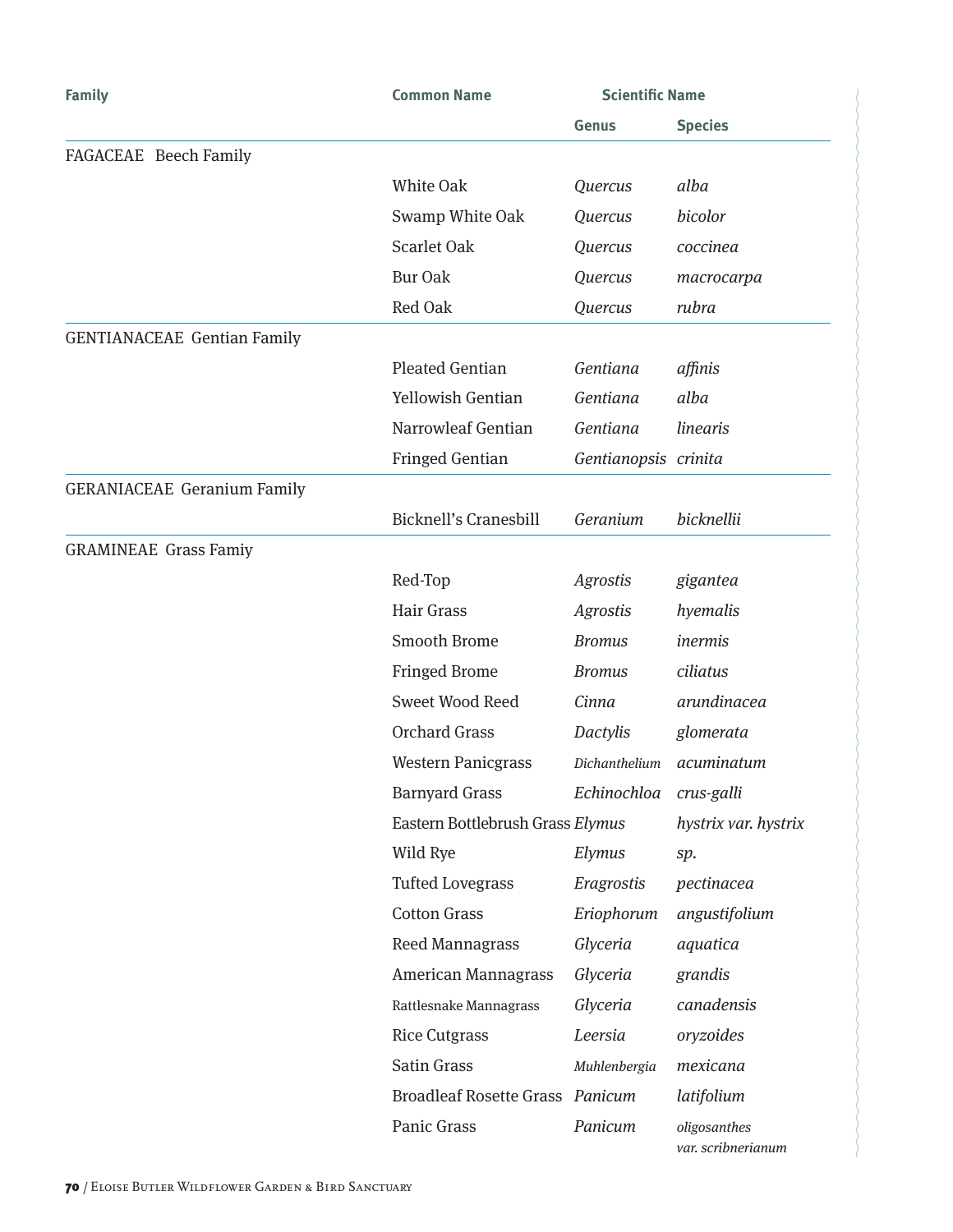| Family | Common Name | Scientific Name | |
|---|---|---|---|
| | | Genus | Species |
| FAGACEAE Beech Family | | | |
| | White Oak | *Quercus* | *alba* |
| | Swamp White Oak | *Quercus* | *bicolor* |
| | Scarlet Oak | *Quercus* | *coccinea* |
| | Bur Oak | *Quercus* | *macrocarpa* |
| | Red Oak | *Quercus* | *rubra* |
| GENTIANACEAE Gentian Family | | | |
| | Pleated Gentian | *Gentiana* | *affinis* |
| | Yellowish Gentian | *Gentiana* | *alba* |
| | Narrowleaf Gentian | *Gentiana* | *linearis* |
| | Fringed Gentian | *Gentianopsis* | *crinita* |
| GERANIACEAE Geranium Family | | | |
| | Bicknell's Cranesbill | *Geranium* | *bicknellii* |
| GRAMINEAE Grass Famiy | | | |
| | Red-Top | *Agrostis* | *gigantea* |
| | Hair Grass | *Agrostis* | *hyemalis* |
| | Smooth Brome | *Bromus* | *inermis* |
| | Fringed Brome | *Bromus* | *ciliatus* |
| | Sweet Wood Reed | *Cinna* | *arundinacea* |
| | Orchard Grass | *Dactylis* | *glomerata* |
| | Western Panicgrass | *Dichanthelium* | *acuminatum* |
| | Barnyard Grass | *Echinochloa* | *crus-galli* |
| | Eastern Bottlebrush Grass | *Elymus* | *hystrix var. hystrix* |
| | Wild Rye | *Elymus* | *sp.* |
| | Tufted Lovegrass | *Eragrostis* | *pectinacea* |
| | Cotton Grass | *Eriophorum* | *angustifolium* |
| | Reed Mannagrass | *Glyceria* | *aquatica* |
| | American Mannagrass | *Glyceria* | *grandis* |
| | Rattlesnake Mannagrass | *Glyceria* | *canadensis* |
| | Rice Cutgrass | *Leersia* | *oryzoides* |
| | Satin Grass | *Muhlenbergia* | *mexicana* |
| | Broadleaf Rosette Grass | *Panicum* | *latifolium* |
| | Panic Grass | *Panicum* | *oligosanthes var. scribnerianum* |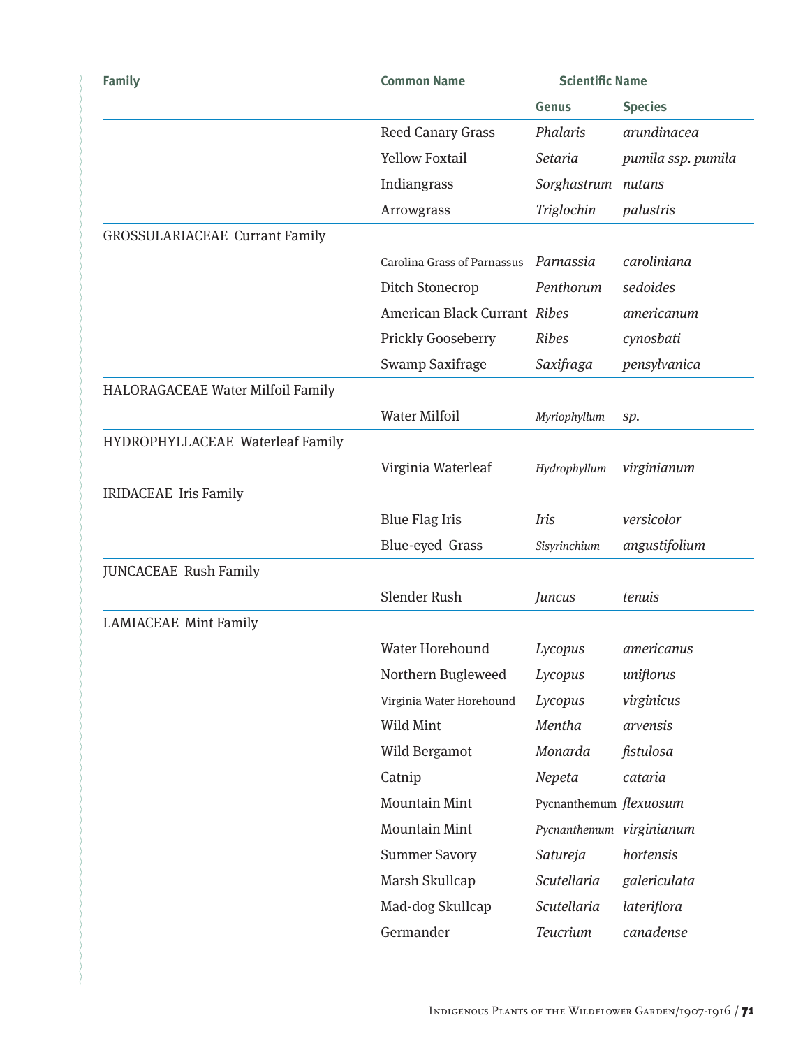| Family | Common Name | Scientific Name | |
|---|---|---|---|
| | | Genus | Species |
| | Reed Canary Grass | *Phalaris* | *arundinacea* |
| | Yellow Foxtail | *Setaria* | *pumila ssp. pumila* |
| | Indiangrass | *Sorghastrum* | *nutans* |
| | Arrowgrass | *Triglochin* | *palustris* |
| GROSSULARIACEAE Currant Family | | | |
| | Carolina Grass of Parnassus | *Parnassia* | *caroliniana* |
| | Ditch Stonecrop | *Penthorum* | *sedoides* |
| | American Black Currant | *Ribes* | *americanum* |
| | Prickly Gooseberry | *Ribes* | *cynosbati* |
| | Swamp Saxifrage | *Saxifraga* | *pensylvanica* |
| HALORAGACEAE Water Milfoil Family | | | |
| | Water Milfoil | *Myriophyllum* | *sp.* |
| HYDROPHYLLACEAE Waterleaf Family | | | |
| | Virginia Waterleaf | *Hydrophyllum* | *virginianum* |
| IRIDACEAE Iris Family | | | |
| | Blue Flag Iris | *Iris* | *versicolor* |
| | Blue-eyed Grass | *Sisyrinchium* | *angustifolium* |
| JUNCACEAE Rush Family | | | |
| | Slender Rush | *Juncus* | *tenuis* |
| LAMIACEAE Mint Family | | | |
| | Water Horehound | *Lycopus* | *americanus* |
| | Northern Bugleweed | *Lycopus* | *uniflorus* |
| | Virginia Water Horehound | *Lycopus* | *virginicus* |
| | Wild Mint | *Mentha* | *arvensis* |
| | Wild Bergamot | *Monarda* | *fistulosa* |
| | Catnip | *Nepeta* | *cataria* |
| | Mountain Mint | Pycnanthemum | *flexuosum* |
| | Mountain Mint | *Pycnanthemum* | *virginianum* |
| | Summer Savory | *Satureja* | *hortensis* |
| | Marsh Skullcap | *Scutellaria* | *galericulata* |
| | Mad-dog Skullcap | *Scutellaria* | *lateriflora* |
| | Germander | *Teucrium* | *canadense* |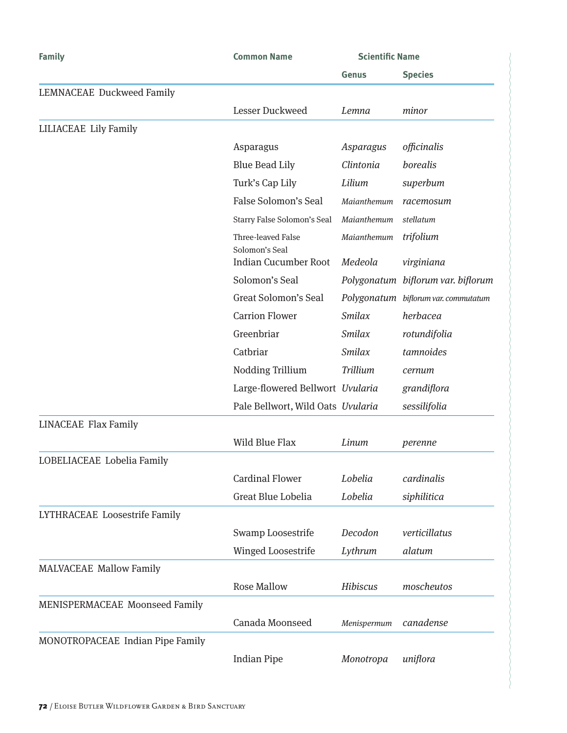| Family | Common Name | Scientific Name | |
|---|---|---|---|
| | | Genus | Species |
| LEMNACEAE Duckweed Family | | | |
| | Lesser Duckweed | *Lemna* | *minor* |
| LILIACEAE Lily Family | | | |
| | Asparagus | *Asparagus* | *officinalis* |
| | Blue Bead Lily | *Clintonia* | *borealis* |
| | Turk's Cap Lily | *Lilium* | *superbum* |
| | False Solomon's Seal | *Maianthemum* | *racemosum* |
| | Starry False Solomon's Seal | *Maianthemum* | *stellatum* |
| | Three-leaved False Solomon's Seal | *Maianthemum* | *trifolium* |
| | Indian Cucumber Root | *Medeola* | *virginiana* |
| | Solomon's Seal | *Polygonatum* | *biflorum var. biflorum* |
| | Great Solomon's Seal | *Polygonatum* | *biflorum var. commutatum* |
| | Carrion Flower | *Smilax* | *herbacea* |
| | Greenbriar | *Smilax* | *rotundifolia* |
| | Catbriar | *Smilax* | *tamnoides* |
| | Nodding Trillium | *Trillium* | *cernum* |
| | Large-flowered Bellwort | *Uvularia* | *grandiflora* |
| | Pale Bellwort, Wild Oats | *Uvularia* | *sessilifolia* |
| LINACEAE Flax Family | | | |
| | Wild Blue Flax | *Linum* | *perenne* |
| LOBELIACEAE Lobelia Family | | | |
| | Cardinal Flower | *Lobelia* | *cardinalis* |
| | Great Blue Lobelia | *Lobelia* | *siphilitica* |
| LYTHRACEAE Loosestrife Family | | | |
| | Swamp Loosestrife | *Decodon* | *verticillatus* |
| | Winged Loosestrife | *Lythrum* | *alatum* |
| MALVACEAE Mallow Family | | | |
| | Rose Mallow | *Hibiscus* | *moscheutos* |
| MENISPERMACEAE Moonseed Family | | | |
| | Canada Moonseed | *Menispermum* | *canadense* |
| MONOTROPACEAE Indian Pipe Family | | | |
| | Indian Pipe | *Monotropa* | *uniflora* |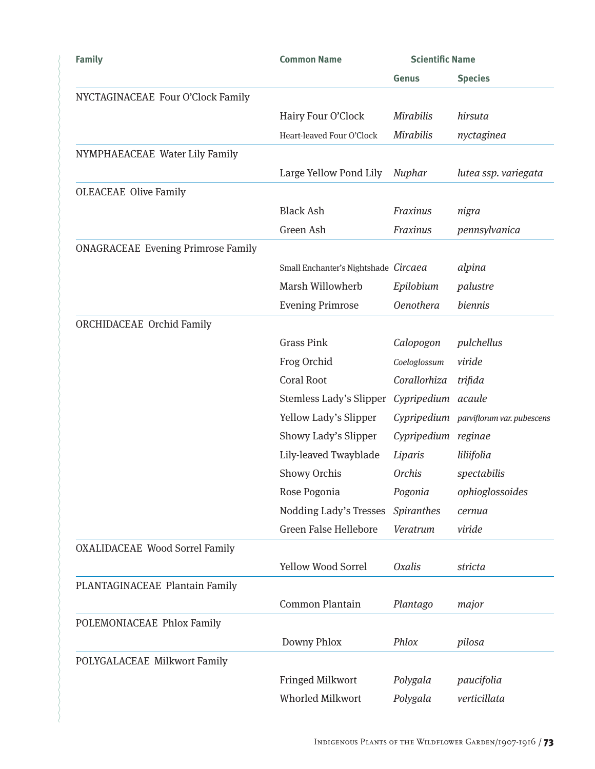| Family | Common Name | Scientific Name | |
|---|---|---|---|
| | | Genus | Species |
| NYCTAGINACEAE Four O'Clock Family | | | |
| | Hairy Four O'Clock | *Mirabilis* | *hirsuta* |
| | Heart-leaved Four O'Clock | *Mirabilis* | *nyctaginea* |
| NYMPHAEACEAE Water Lily Family | | | |
| | Large Yellow Pond Lily | *Nuphar* | *lutea ssp. variegata* |
| OLEACEAE Olive Family | | | |
| | Black Ash | *Fraxinus* | *nigra* |
| | Green Ash | *Fraxinus* | *pennsylvanica* |
| ONAGRACEAE Evening Primrose Family | | | |
| | Small Enchanter's Nightshade | *Circaea* | *alpina* |
| | Marsh Willowherb | *Epilobium* | *palustre* |
| | Evening Primrose | *Oenothera* | *biennis* |
| ORCHIDACEAE Orchid Family | | | |
| | Grass Pink | *Calopogon* | *pulchellus* |
| | Frog Orchid | *Coeloglossum* | *viride* |
| | Coral Root | *Corallorhiza* | *trifida* |
| | Stemless Lady's Slipper | *Cypripedium* | *acaule* |
| | Yellow Lady's Slipper | *Cypripedium* | *parviflorum var. pubescens* |
| | Showy Lady's Slipper | *Cypripedium* | *reginae* |
| | Lily-leaved Twayblade | *Liparis* | *liliifolia* |
| | Showy Orchis | *Orchis* | *spectabilis* |
| | Rose Pogonia | *Pogonia* | *ophioglossoides* |
| | Nodding Lady's Tresses | *Spiranthes* | *cernua* |
| | Green False Hellebore | *Veratrum* | *viride* |
| OXALIDACEAE Wood Sorrel Family | | | |
| | Yellow Wood Sorrel | *Oxalis* | *stricta* |
| PLANTAGINACEAE Plantain Family | | | |
| | Common Plantain | *Plantago* | *major* |
| POLEMONIACEAE Phlox Family | | | |
| | Downy Phlox | *Phlox* | *pilosa* |
| POLYGALACEAE Milkwort Family | | | |
| | Fringed Milkwort | *Polygala* | *paucifolia* |
| | Whorled Milkwort | *Polygala* | *verticillata* |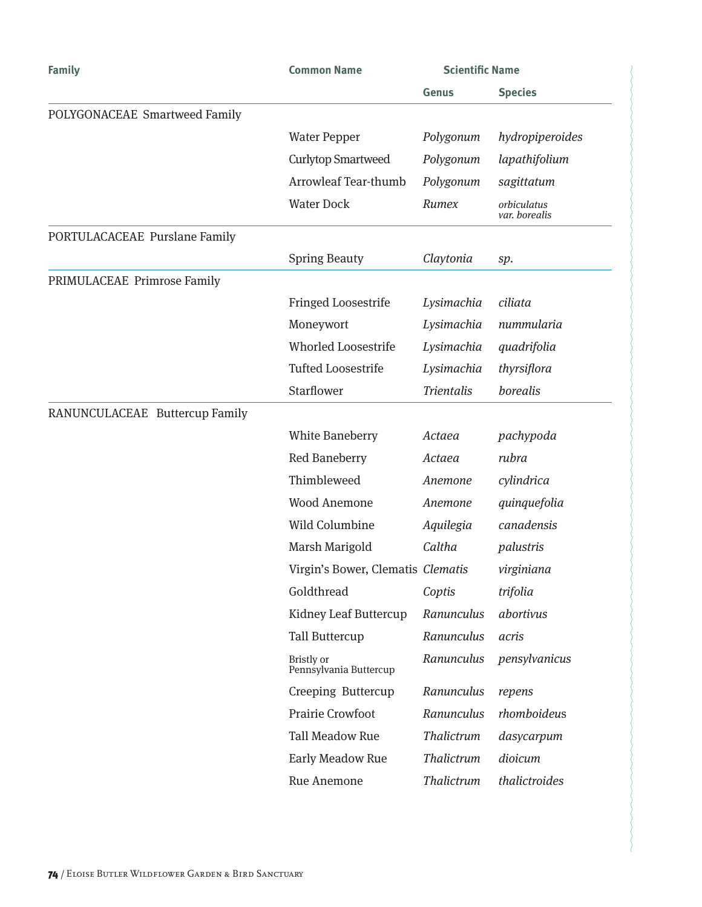| Family | Common Name | Scientific Name | |
|---|---|---|---|
| | | Genus | Species |
| POLYGONACEAE Smartweed Family | | | |
| | Water Pepper | *Polygonum* | *hydropiperoides* |
| | Curlytop Smartweed | *Polygonum* | *lapathifolium* |
| | Arrowleaf Tear-thumb | *Polygonum* | *sagittatum* |
| | Water Dock | *Rumex* | *orbiculatus var. borealis* |
| PORTULACACEAE Purslane Family | | | |
| | Spring Beauty | *Claytonia* | *sp.* |
| PRIMULACEAE Primrose Family | | | |
| | Fringed Loosestrife | *Lysimachia* | *ciliata* |
| | Moneywort | *Lysimachia* | *nummularia* |
| | Whorled Loosestrife | *Lysimachia* | *quadrifolia* |
| | Tufted Loosestrife | *Lysimachia* | *thyrsiflora* |
| | Starflower | *Trientalis* | *borealis* |
| RANUNCULACEAE Buttercup Family | | | |
| | White Baneberry | *Actaea* | *pachypoda* |
| | Red Baneberry | *Actaea* | *rubra* |
| | Thimbleweed | *Anemone* | *cylindrica* |
| | Wood Anemone | *Anemone* | *quinquefolia* |
| | Wild Columbine | *Aquilegia* | *canadensis* |
| | Marsh Marigold | *Caltha* | *palustris* |
| | Virgin's Bower, Clematis | *Clematis* | *virginiana* |
| | Goldthread | *Coptis* | *trifolia* |
| | Kidney Leaf Buttercup | *Ranunculus* | *abortivus* |
| | Tall Buttercup | *Ranunculus* | *acris* |
| | Bristly or Pennsylvania Buttercup | *Ranunculus* | *pensylvanicus* |
| | Creeping Buttercup | *Ranunculus* | *repens* |
| | Prairie Crowfoot | *Ranunculus* | *rhomboideus* |
| | Tall Meadow Rue | *Thalictrum* | *dasycarpum* |
| | Early Meadow Rue | *Thalictrum* | *dioicum* |
| | Rue Anemone | *Thalictrum* | *thalictroides* |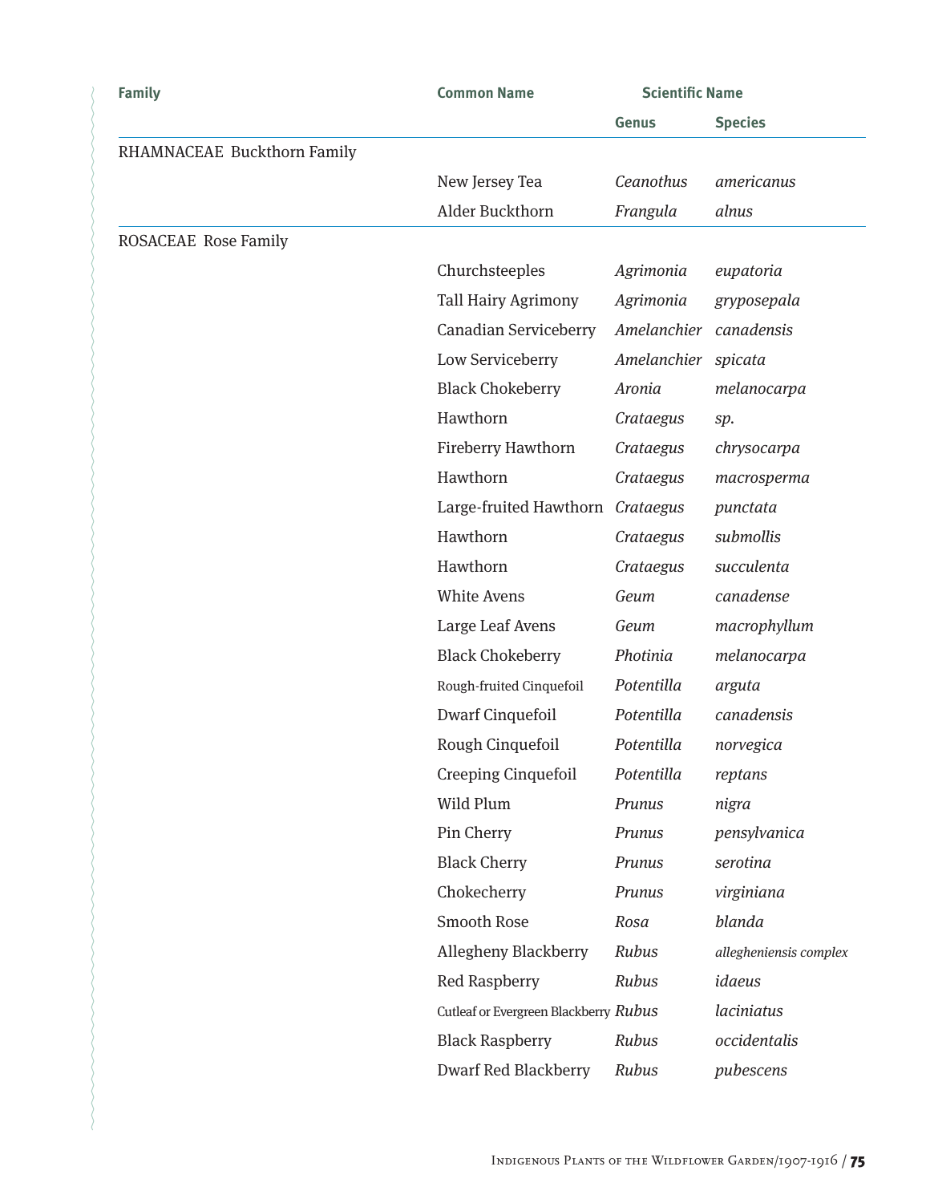| Family | Common Name | Scientific Name | |
|---|---|---|---|
| | | Genus | Species |
| RHAMNACEAE Buckthorn Family | | | |
| | New Jersey Tea | *Ceanothus* | *americanus* |
| | Alder Buckthorn | *Frangula* | *alnus* |
| ROSACEAE Rose Family | | | |
| | Churchsteeples | *Agrimonia* | *eupatoria* |
| | Tall Hairy Agrimony | *Agrimonia* | *gryposepala* |
| | Canadian Serviceberry | *Amelanchier* | *canadensis* |
| | Low Serviceberry | *Amelanchier* | *spicata* |
| | Black Chokeberry | *Aronia* | *melanocarpa* |
| | Hawthorn | *Crataegus* | *sp.* |
| | Fireberry Hawthorn | *Crataegus* | *chrysocarpa* |
| | Hawthorn | *Crataegus* | *macrosperma* |
| | Large-fruited Hawthorn | *Crataegus* | *punctata* |
| | Hawthorn | *Crataegus* | *submollis* |
| | Hawthorn | *Crataegus* | *succulenta* |
| | White Avens | *Geum* | *canadense* |
| | Large Leaf Avens | *Geum* | *macrophyllum* |
| | Black Chokeberry | *Photinia* | *melanocarpa* |
| | Rough-fruited Cinquefoil | *Potentilla* | *arguta* |
| | Dwarf Cinquefoil | *Potentilla* | *canadensis* |
| | Rough Cinquefoil | *Potentilla* | *norvegica* |
| | Creeping Cinquefoil | *Potentilla* | *reptans* |
| | Wild Plum | *Prunus* | *nigra* |
| | Pin Cherry | *Prunus* | *pensylvanica* |
| | Black Cherry | *Prunus* | *serotina* |
| | Chokecherry | *Prunus* | *virginiana* |
| | Smooth Rose | *Rosa* | *blanda* |
| | Allegheny Blackberry | *Rubus* | *allegheniensis complex* |
| | Red Raspberry | *Rubus* | *idaeus* |
| | Cutleaf or Evergreen Blackberry | *Rubus* | *laciniatus* |
| | Black Raspberry | *Rubus* | *occidentalis* |
| | Dwarf Red Blackberry | *Rubus* | *pubescens* |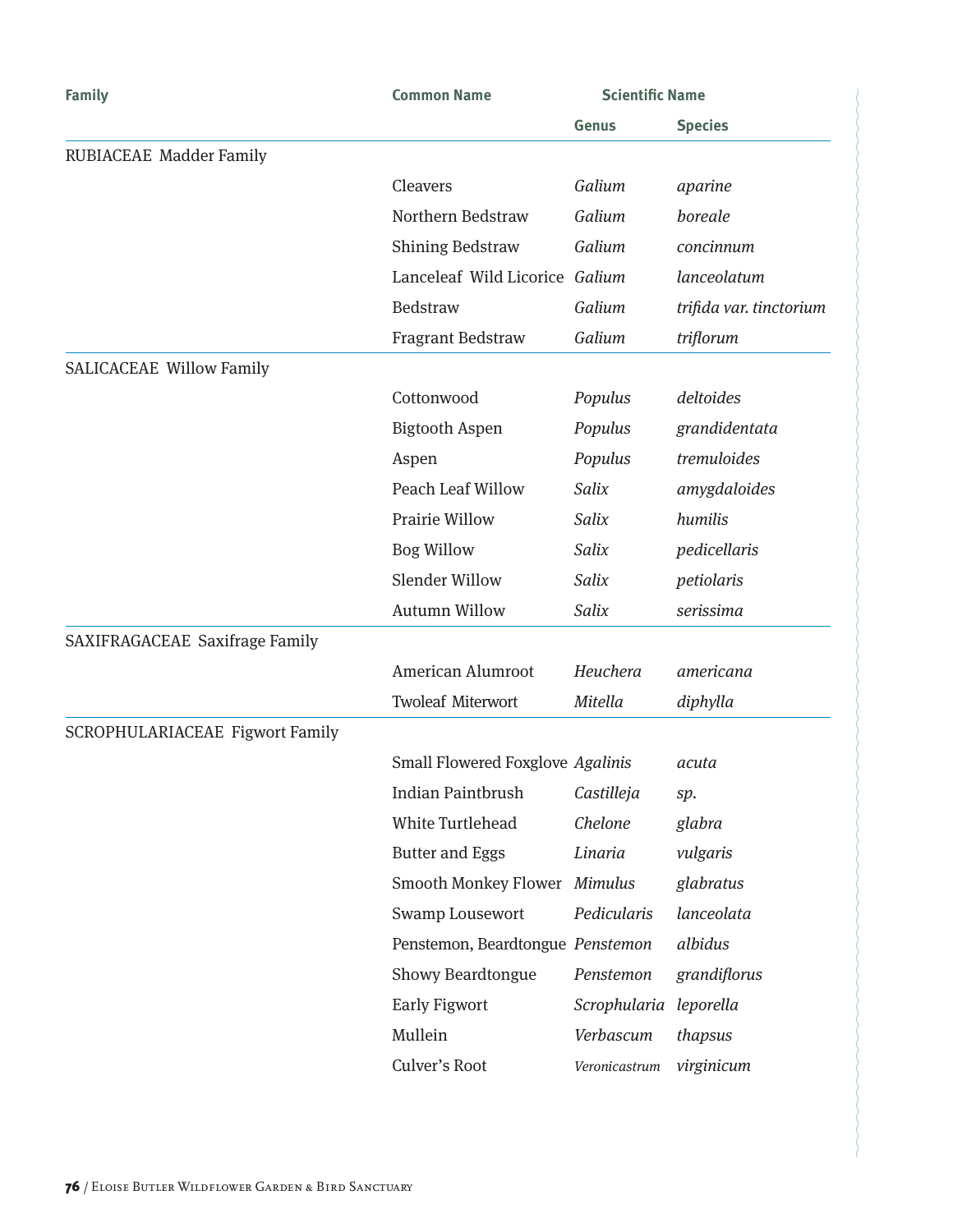| Family | Common Name | Scientific Name | |
|---|---|---|---|
| | | Genus | Species |
| RUBIACEAE Madder Family | | | |
| | Cleavers | *Galium* | *aparine* |
| | Northern Bedstraw | *Galium* | *boreale* |
| | Shining Bedstraw | *Galium* | *concinnum* |
| | Lanceleaf Wild Licorice | *Galium* | *lanceolatum* |
| | Bedstraw | *Galium* | *trifida var. tinctorium* |
| | Fragrant Bedstraw | *Galium* | *triflorum* |
| SALICACEAE Willow Family | | | |
| | Cottonwood | *Populus* | *deltoides* |
| | Bigtooth Aspen | *Populus* | *grandidentata* |
| | Aspen | *Populus* | *tremuloides* |
| | Peach Leaf Willow | *Salix* | *amygdaloides* |
| | Prairie Willow | *Salix* | *humilis* |
| | Bog Willow | *Salix* | *pedicellaris* |
| | Slender Willow | *Salix* | *petiolaris* |
| | Autumn Willow | *Salix* | *serissima* |
| SAXIFRAGACEAE Saxifrage Family | | | |
| | American Alumroot | *Heuchera* | *americana* |
| | Twoleaf Miterwort | *Mitella* | *diphylla* |
| SCROPHULARIACEAE Figwort Family | | | |
| | Small Flowered Foxglove | *Agalinis* | *acuta* |
| | Indian Paintbrush | *Castilleja* | *sp.* |
| | White Turtlehead | *Chelone* | *glabra* |
| | Butter and Eggs | *Linaria* | *vulgaris* |
| | Smooth Monkey Flower | *Mimulus* | *glabratus* |
| | Swamp Lousewort | *Pedicularis* | *lanceolata* |
| | Penstemon, Beardtongue | *Penstemon* | *albidus* |
| | Showy Beardtongue | *Penstemon* | *grandiflorus* |
| | Early Figwort | *Scrophularia* | *leporella* |
| | Mullein | *Verbascum* | *thapsus* |
| | Culver's Root | *Veronicastrum* | *virginicum* |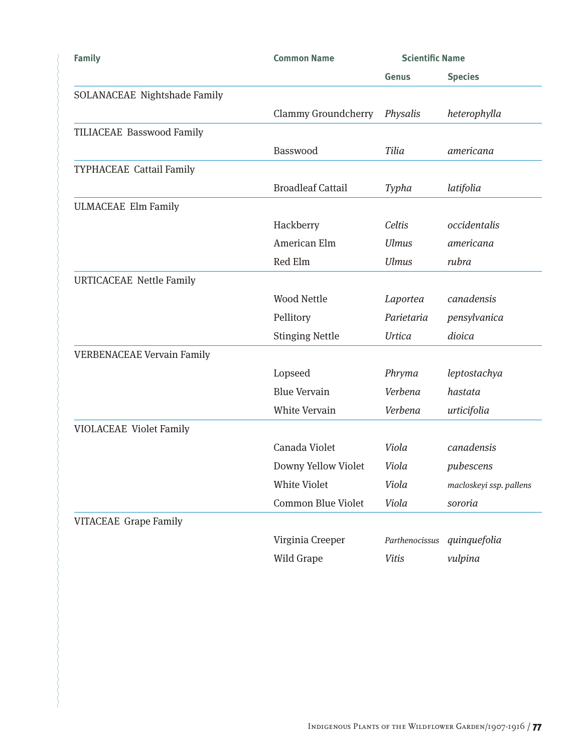| Family | Common Name | Scientific Name | |
|---|---|---|---|
| | | Genus | Species |
| SOLANACEAE Nightshade Family | | | |
| | Clammy Groundcherry | *Physalis* | *heterophylla* |
| TILIACEAE Basswood Family | | | |
| | Basswood | *Tilia* | *americana* |
| TYPHACEAE Cattail Family | | | |
| | Broadleaf Cattail | *Typha* | *latifolia* |
| ULMACEAE Elm Family | | | |
| | Hackberry | *Celtis* | *occidentalis* |
| | American Elm | *Ulmus* | *americana* |
| | Red Elm | *Ulmus* | *rubra* |
| URTICACEAE Nettle Family | | | |
| | Wood Nettle | *Laportea* | *canadensis* |
| | Pellitory | *Parietaria* | *pensylvanica* |
| | Stinging Nettle | *Urtica* | *dioica* |
| VERBENACEAE Vervain Family | | | |
| | Lopseed | *Phryma* | *leptostachya* |
| | Blue Vervain | *Verbena* | *hastata* |
| | White Vervain | *Verbena* | *urticifolia* |
| VIOLACEAE Violet Family | | | |
| | Canada Violet | *Viola* | *canadensis* |
| | Downy Yellow Violet | *Viola* | *pubescens* |
| | White Violet | *Viola* | *macloskeyi ssp. pallens* |
| | Common Blue Violet | *Viola* | *sororia* |
| VITACEAE Grape Family | | | |
| | Virginia Creeper | *Parthenocissus* | *quinquefolia* |
| | Wild Grape | *Vitis* | *vulpina* |